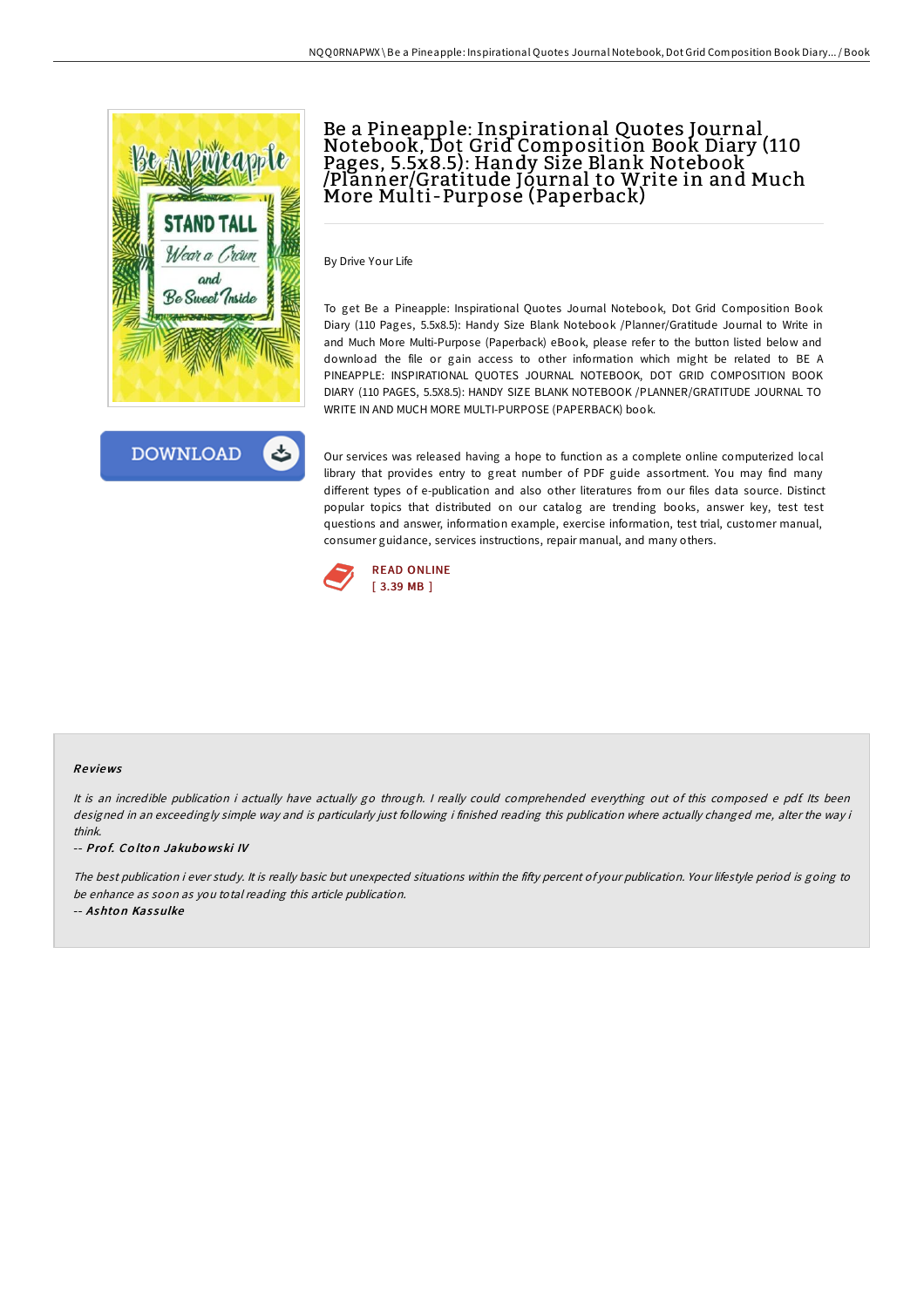# Be a Pineapple: Inspirational Quotes Journal Notebook, Dot Grid Composition Book Diary (110 Pages, 5.5x8.5): Handy Size Blank Notebook /Planner/Gratitude Journal to Write in and Much More Multi-Purpose (Paperback)

By Drive Your Life

To get Be a Pineapple: Inspirational Quotes Journal Notebook, Dot Grid Composition Book Diary (110 Pages, 5.5x8.5): Handy Size Blank Notebook /Planner/Gratitude Journal to Write in and Much More Multi-Purpose (Paperback) eBook, please refer to the button listed below and download the file or gain access to other information which might be related to BE A PINEAPPLE: INSPIRATIONAL QUOTES JOURNAL NOTEBOOK, DOT GRID COMPOSITION BOOK DIARY (110 PAGES, 5.5X8.5): HANDY SIZE BLANK NOTEBOOK /PLANNER/GRATITUDE JOURNAL TO WRITE IN AND MUCH MORE MULTI-PURPOSE (PAPERBACK) book.

DOWNLOAD

Our services was released having a hope to function as a complete online computerized local library that provides entry to great number of PDF guide assortment. You may find many different types of e-publication and also other literatures from our files data source. Distinct popular topics that distributed on our catalog are trending books, answer key, test test questions and answer, information example, exercise information, test trial, customer manual, consumer guidance, services instructions, repair manual, and many others.

READ ONLINE
[ 3.39 MB ]

### Reviews

*It is an incredible publication i actually have actually go through. I really could comprehended everything out of this composed e pdf. Its been designed in an exceedingly simple way and is particularly just following i finished reading this publication where actually changed me, alter the way i think.*

-- ***Prof. Colton Jakubowski IV***

*The best publication i ever study. It is really basic but unexpected situations within the fifty percent of your publication. Your lifestyle period is going to be enhance as soon as you total reading this article publication.*

-- ***Ashton Kassulke***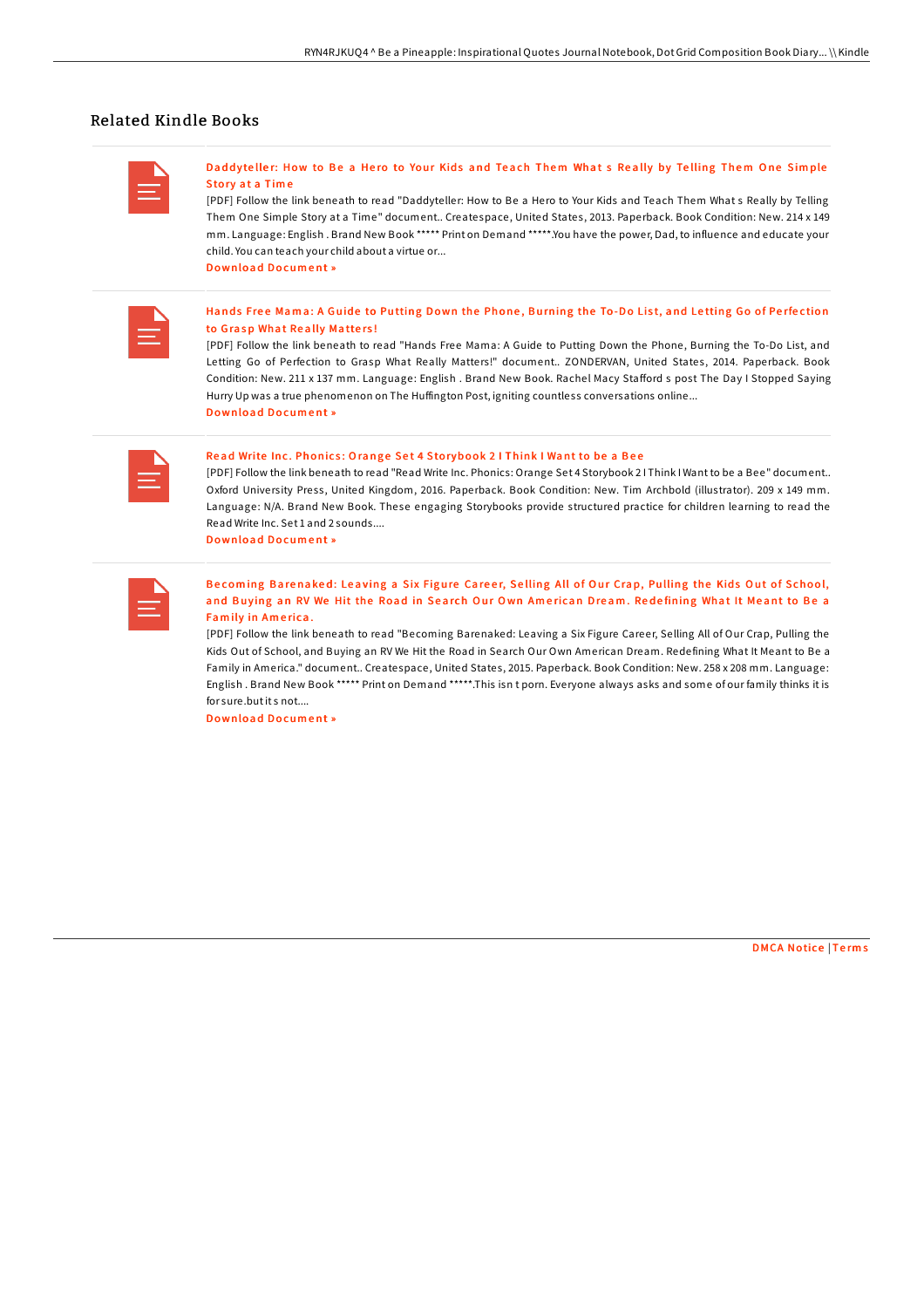## Related Kindle Books

### Daddyteller: How to Be a Hero to Your Kids and Teach Them What s Really by Telling Them One Simple Story at a Time

[PDF] Follow the link beneath to read "Daddyteller: How to Be a Hero to Your Kids and Teach Them What s Really by Telling Them One Simple Story at a Time" document.. Createspace, United States, 2013. Paperback. Book Condition: New. 214 x 149 mm. Language: English . Brand New Book ***** Print on Demand *****.You have the power, Dad, to influence and educate your child. You can teach your child about a virtue or...

Download Document »

### Hands Free Mama: A Guide to Putting Down the Phone, Burning the To-Do List, and Letting Go of Perfection to Grasp What Really Matters!

[PDF] Follow the link beneath to read "Hands Free Mama: A Guide to Putting Down the Phone, Burning the To-Do List, and Letting Go of Perfection to Grasp What Really Matters!" document.. ZONDERVAN, United States, 2014. Paperback. Book Condition: New. 211 x 137 mm. Language: English . Brand New Book. Rachel Macy Stafford s post The Day I Stopped Saying Hurry Up was a true phenomenon on The Huffington Post, igniting countless conversations online...

Download Document »

### Read Write Inc. Phonics: Orange Set 4 Storybook 2 I Think I Want to be a Bee

[PDF] Follow the link beneath to read "Read Write Inc. Phonics: Orange Set 4 Storybook 2 I Think I Want to be a Bee" document.. Oxford University Press, United Kingdom, 2016. Paperback. Book Condition: New. Tim Archbold (illustrator). 209 x 149 mm. Language: N/A. Brand New Book. These engaging Storybooks provide structured practice for children learning to read the Read Write Inc. Set 1 and 2 sounds....

Download Document »

### Becoming Barenaked: Leaving a Six Figure Career, Selling All of Our Crap, Pulling the Kids Out of School, and Buying an RV We Hit the Road in Search Our Own American Dream. Redefining What It Meant to Be a Family in America.

[PDF] Follow the link beneath to read "Becoming Barenaked: Leaving a Six Figure Career, Selling All of Our Crap, Pulling the Kids Out of School, and Buying an RV We Hit the Road in Search Our Own American Dream. Redefining What It Meant to Be a Family in America." document.. Createspace, United States, 2015. Paperback. Book Condition: New. 258 x 208 mm. Language: English . Brand New Book ***** Print on Demand *****.This isn t porn. Everyone always asks and some of our family thinks it is for sure.but it s not....

Download Document »

DMCA Notice | Terms